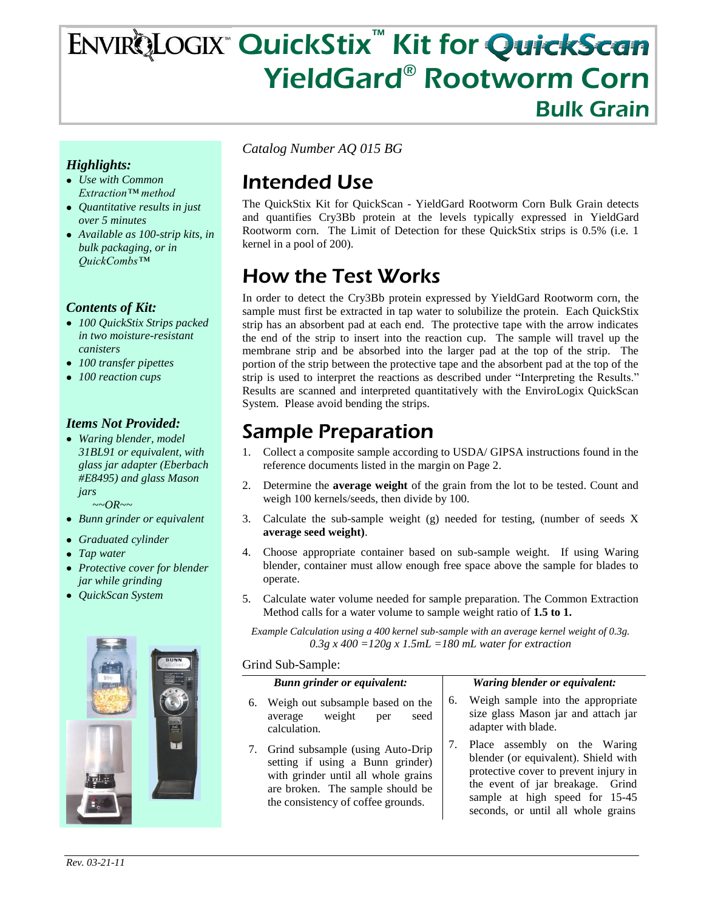# ENVIROLOGIX™ QuickStix™ Kit for QuickScan YieldGard® Rootworm Corn Bulk Grain

### *Highlights:*

- *Use with Common Extraction™ method*
- *Quantitative results in just over 5 minutes*
- *Available as 100-strip kits, in bulk packaging, or in QuickCombs™*

### *Contents of Kit:*

- *100 QuickStix Strips packed in two moisture-resistant canisters*
- *100 transfer pipettes*
- *100 reaction cups*

### *Items Not Provided:*

- *Waring blender, model 31BL91 or equivalent, with glass jar adapter (Eberbach #E8495) and glass Mason jars*

  *~~OR~~*

- *Bunn grinder or equivalent*
- *Graduated cylinder*
- *Tap water*
- *Protective cover for blender jar while grinding*
- *QuickScan System*

*Catalog Number AQ 015 BG*

## Intended Use

The QuickStix Kit for QuickScan - YieldGard Rootworm Corn Bulk Grain detects and quantifies Cry3Bb protein at the levels typically expressed in YieldGard Rootworm corn. The Limit of Detection for these QuickStix strips is 0.5% (i.e. 1 kernel in a pool of 200).

## How the Test Works

In order to detect the Cry3Bb protein expressed by YieldGard Rootworm corn, the sample must first be extracted in tap water to solubilize the protein. Each QuickStix strip has an absorbent pad at each end. The protective tape with the arrow indicates the end of the strip to insert into the reaction cup. The sample will travel up the membrane strip and be absorbed into the larger pad at the top of the strip. The portion of the strip between the protective tape and the absorbent pad at the top of the strip is used to interpret the reactions as described under "Interpreting the Results." Results are scanned and interpreted quantitatively with the EnviroLogix QuickScan System. Please avoid bending the strips.

## Sample Preparation

1. Collect a composite sample according to USDA/ GIPSA instructions found in the reference documents listed in the margin on Page 2.
2. Determine the **average weight** of the grain from the lot to be tested. Count and weigh 100 kernels/seeds, then divide by 100.
3. Calculate the sub-sample weight (g) needed for testing, (number of seeds X **average seed weight)**.
4. Choose appropriate container based on sub-sample weight. If using Waring blender, container must allow enough free space above the sample for blades to operate.
5. Calculate water volume needed for sample preparation. The Common Extraction Method calls for a water volume to sample weight ratio of **1.5 to 1.**

*Example Calculation using a 400 kernel sub-sample with an average kernel weight of 0.3g.*
*0.3g x 400 =120g x 1.5mL =180 mL water for extraction*

Grind Sub-Sample:

***Bunn grinder or equivalent:***

6. Weigh out subsample based on the average weight per seed calculation.
7. Grind subsample (using Auto-Drip setting if using a Bunn grinder) with grinder until all whole grains are broken. The sample should be the consistency of coffee grounds.

***Waring blender or equivalent:***

6. Weigh sample into the appropriate size glass Mason jar and attach jar adapter with blade.
7. Place assembly on the Waring blender (or equivalent). Shield with protective cover to prevent injury in the event of jar breakage. Grind sample at high speed for 15-45 seconds, or until all whole grains

Rev. 03-21-11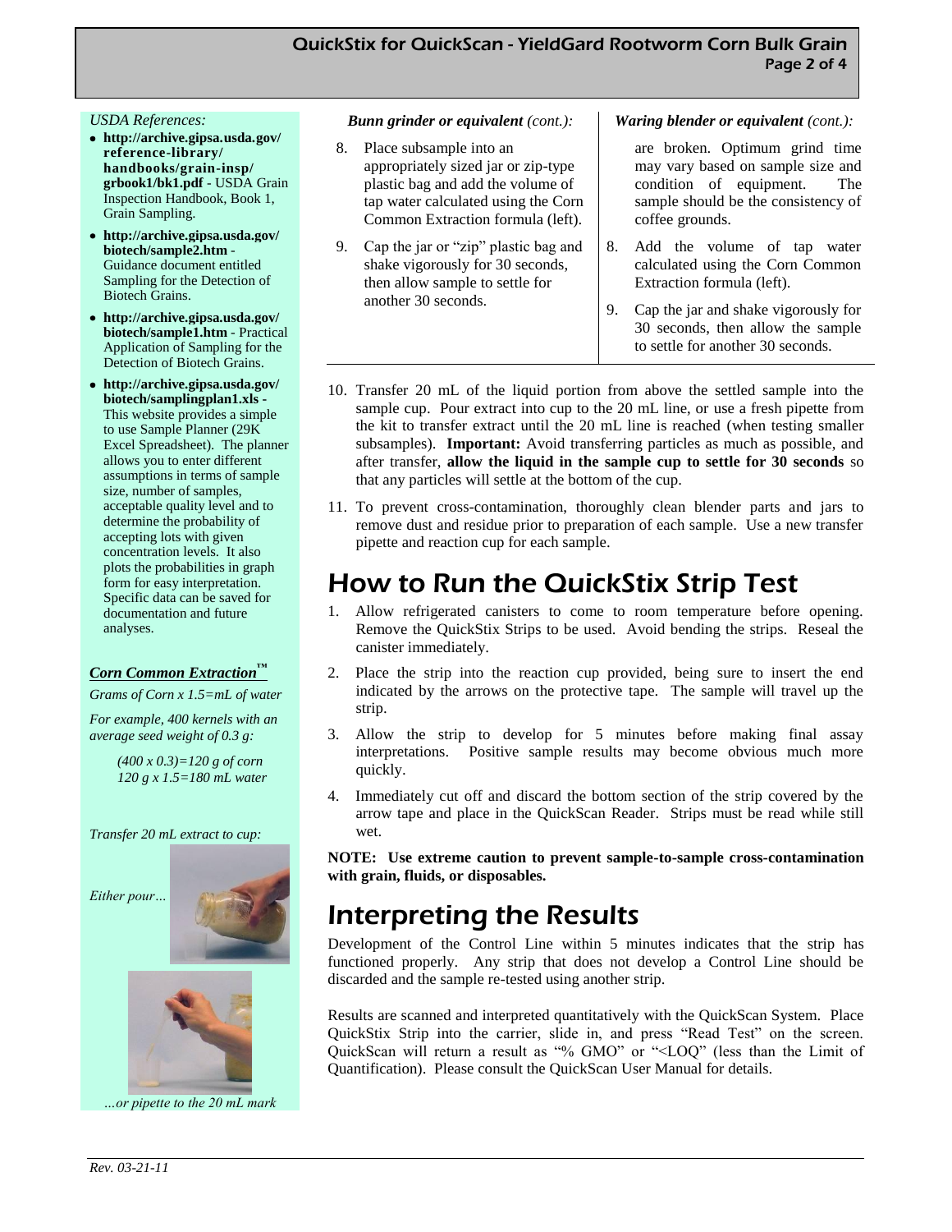*USDA References:*

- **http://archive.gipsa.usda.gov/reference-library/handbooks/grain-insp/grbook1/bk1.pdf** - USDA Grain Inspection Handbook, Book 1, Grain Sampling.
- **http://archive.gipsa.usda.gov/biotech/sample2.htm** - Guidance document entitled Sampling for the Detection of Biotech Grains.
- **http://archive.gipsa.usda.gov/biotech/sample1.htm** - Practical Application of Sampling for the Detection of Biotech Grains.
- **http://archive.gipsa.usda.gov/biotech/samplingplan1.xls** - This website provides a simple to use Sample Planner (29K Excel Spreadsheet). The planner allows you to enter different assumptions in terms of sample size, number of samples, acceptable quality level and to determine the probability of accepting lots with given concentration levels. It also plots the probabilities in graph form for easy interpretation. Specific data can be saved for documentation and future analyses.

***Corn Common Extraction™***

*Grams of Corn x 1.5=mL of water*

*For example, 400 kernels with an average seed weight of 0.3 g:*

*(400 x 0.3)=120 g of corn*
*120 g x 1.5=180 mL water*

*Transfer 20 mL extract to cup:*

*Either pour…*

*…or pipette to the 20 mL mark*

***Bunn grinder or equivalent** (cont.):*

8. Place subsample into an appropriately sized jar or zip-type plastic bag and add the volume of tap water calculated using the Corn Common Extraction formula (left).
9. Cap the jar or "zip" plastic bag and shake vigorously for 30 seconds, then allow sample to settle for another 30 seconds.

***Waring blender or equivalent** (cont.):*

are broken. Optimum grind time may vary based on sample size and condition of equipment. The sample should be the consistency of coffee grounds.

8. Add the volume of tap water calculated using the Corn Common Extraction formula (left).
9. Cap the jar and shake vigorously for 30 seconds, then allow the sample to settle for another 30 seconds.

10. Transfer 20 mL of the liquid portion from above the settled sample into the sample cup. Pour extract into cup to the 20 mL line, or use a fresh pipette from the kit to transfer extract until the 20 mL line is reached (when testing smaller subsamples). **Important:** Avoid transferring particles as much as possible, and after transfer, **allow the liquid in the sample cup to settle for 30 seconds** so that any particles will settle at the bottom of the cup.
11. To prevent cross-contamination, thoroughly clean blender parts and jars to remove dust and residue prior to preparation of each sample. Use a new transfer pipette and reaction cup for each sample.

# How to Run the QuickStix Strip Test

1. Allow refrigerated canisters to come to room temperature before opening. Remove the QuickStix Strips to be used. Avoid bending the strips. Reseal the canister immediately.
2. Place the strip into the reaction cup provided, being sure to insert the end indicated by the arrows on the protective tape. The sample will travel up the strip.
3. Allow the strip to develop for 5 minutes before making final assay interpretations. Positive sample results may become obvious much more quickly.
4. Immediately cut off and discard the bottom section of the strip covered by the arrow tape and place in the QuickScan Reader. Strips must be read while still wet.

**NOTE: Use extreme caution to prevent sample-to-sample cross-contamination with grain, fluids, or disposables.**

# Interpreting the Results

Development of the Control Line within 5 minutes indicates that the strip has functioned properly. Any strip that does not develop a Control Line should be discarded and the sample re-tested using another strip.

Results are scanned and interpreted quantitatively with the QuickScan System. Place QuickStix Strip into the carrier, slide in, and press "Read Test" on the screen. QuickScan will return a result as "% GMO" or "<LOQ" (less than the Limit of Quantification). Please consult the QuickScan User Manual for details.

*Rev. 03-21-11*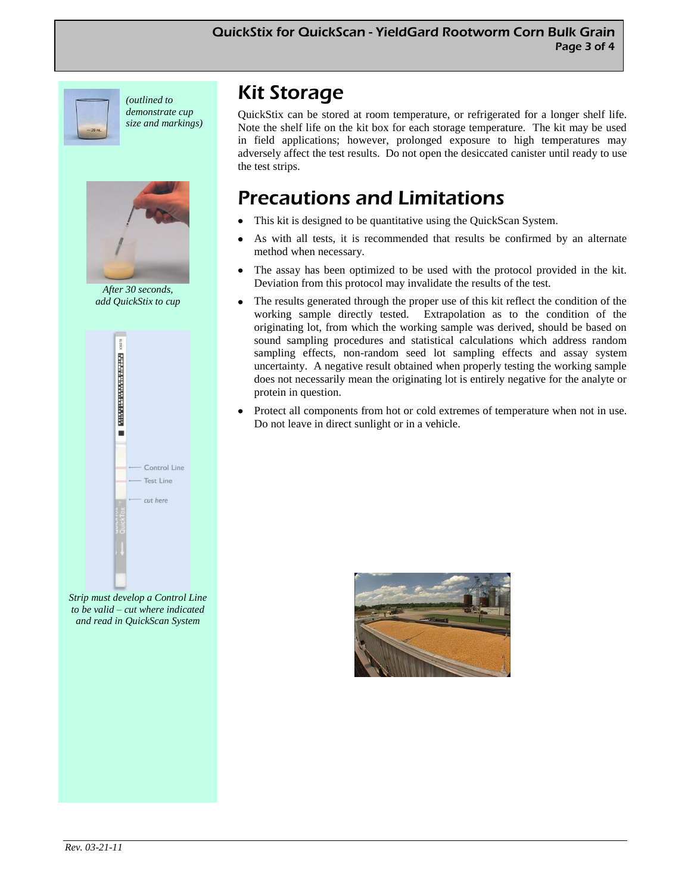*(outlined to demonstrate cup size and markings)*

*After 30 seconds, add QuickStix to cup*

Control Line
Test Line
*cut here*

*Strip must develop a Control Line to be valid – cut where indicated and read in QuickScan System*

# Kit Storage

QuickStix can be stored at room temperature, or refrigerated for a longer shelf life. Note the shelf life on the kit box for each storage temperature. The kit may be used in field applications; however, prolonged exposure to high temperatures may adversely affect the test results. Do not open the desiccated canister until ready to use the test strips.

# Precautions and Limitations

- This kit is designed to be quantitative using the QuickScan System.
- As with all tests, it is recommended that results be confirmed by an alternate method when necessary.
- The assay has been optimized to be used with the protocol provided in the kit. Deviation from this protocol may invalidate the results of the test.
- The results generated through the proper use of this kit reflect the condition of the working sample directly tested. Extrapolation as to the condition of the originating lot, from which the working sample was derived, should be based on sound sampling procedures and statistical calculations which address random sampling effects, non-random seed lot sampling effects and assay system uncertainty. A negative result obtained when properly testing the working sample does not necessarily mean the originating lot is entirely negative for the analyte or protein in question.
- Protect all components from hot or cold extremes of temperature when not in use. Do not leave in direct sunlight or in a vehicle.

*Rev. 03-21-11*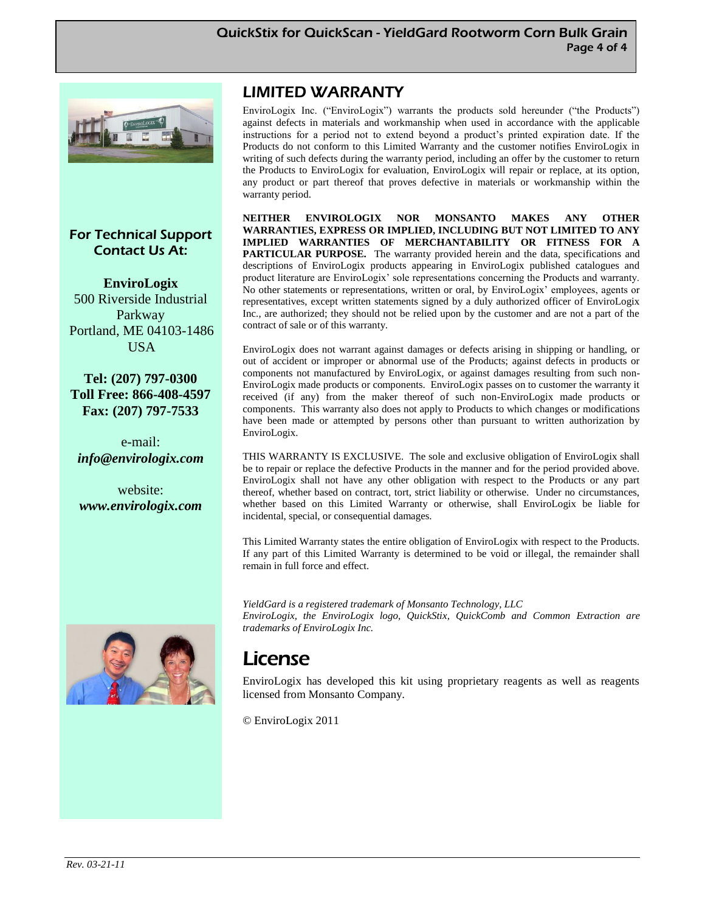## For Technical Support Contact Us At:

**EnviroLogix**
500 Riverside Industrial Parkway
Portland, ME 04103-1486
USA

**Tel: (207) 797-0300**
**Toll Free: 866-408-4597**
**Fax: (207) 797-7533**

e-mail:
***info@envirologix.com***

website:
***www.envirologix.com***

## LIMITED WARRANTY

EnviroLogix Inc. ("EnviroLogix") warrants the products sold hereunder ("the Products") against defects in materials and workmanship when used in accordance with the applicable instructions for a period not to extend beyond a product's printed expiration date. If the Products do not conform to this Limited Warranty and the customer notifies EnviroLogix in writing of such defects during the warranty period, including an offer by the customer to return the Products to EnviroLogix for evaluation, EnviroLogix will repair or replace, at its option, any product or part thereof that proves defective in materials or workmanship within the warranty period.

**NEITHER ENVIROLOGIX NOR MONSANTO MAKES ANY OTHER WARRANTIES, EXPRESS OR IMPLIED, INCLUDING BUT NOT LIMITED TO ANY IMPLIED WARRANTIES OF MERCHANTABILITY OR FITNESS FOR A PARTICULAR PURPOSE.** The warranty provided herein and the data, specifications and descriptions of EnviroLogix products appearing in EnviroLogix published catalogues and product literature are EnviroLogix' sole representations concerning the Products and warranty. No other statements or representations, written or oral, by EnviroLogix' employees, agents or representatives, except written statements signed by a duly authorized officer of EnviroLogix Inc., are authorized; they should not be relied upon by the customer and are not a part of the contract of sale or of this warranty.

EnviroLogix does not warrant against damages or defects arising in shipping or handling, or out of accident or improper or abnormal use of the Products; against defects in products or components not manufactured by EnviroLogix, or against damages resulting from such non-EnviroLogix made products or components. EnviroLogix passes on to customer the warranty it received (if any) from the maker thereof of such non-EnviroLogix made products or components. This warranty also does not apply to Products to which changes or modifications have been made or attempted by persons other than pursuant to written authorization by EnviroLogix.

THIS WARRANTY IS EXCLUSIVE. The sole and exclusive obligation of EnviroLogix shall be to repair or replace the defective Products in the manner and for the period provided above. EnviroLogix shall not have any other obligation with respect to the Products or any part thereof, whether based on contract, tort, strict liability or otherwise. Under no circumstances, whether based on this Limited Warranty or otherwise, shall EnviroLogix be liable for incidental, special, or consequential damages.

This Limited Warranty states the entire obligation of EnviroLogix with respect to the Products. If any part of this Limited Warranty is determined to be void or illegal, the remainder shall remain in full force and effect.

*YieldGard is a registered trademark of Monsanto Technology, LLC*
*EnviroLogix, the EnviroLogix logo, QuickStix, QuickComb and Common Extraction are trademarks of EnviroLogix Inc.*

# License

EnviroLogix has developed this kit using proprietary reagents as well as reagents licensed from Monsanto Company.

© EnviroLogix 2011

*Rev. 03-21-11*